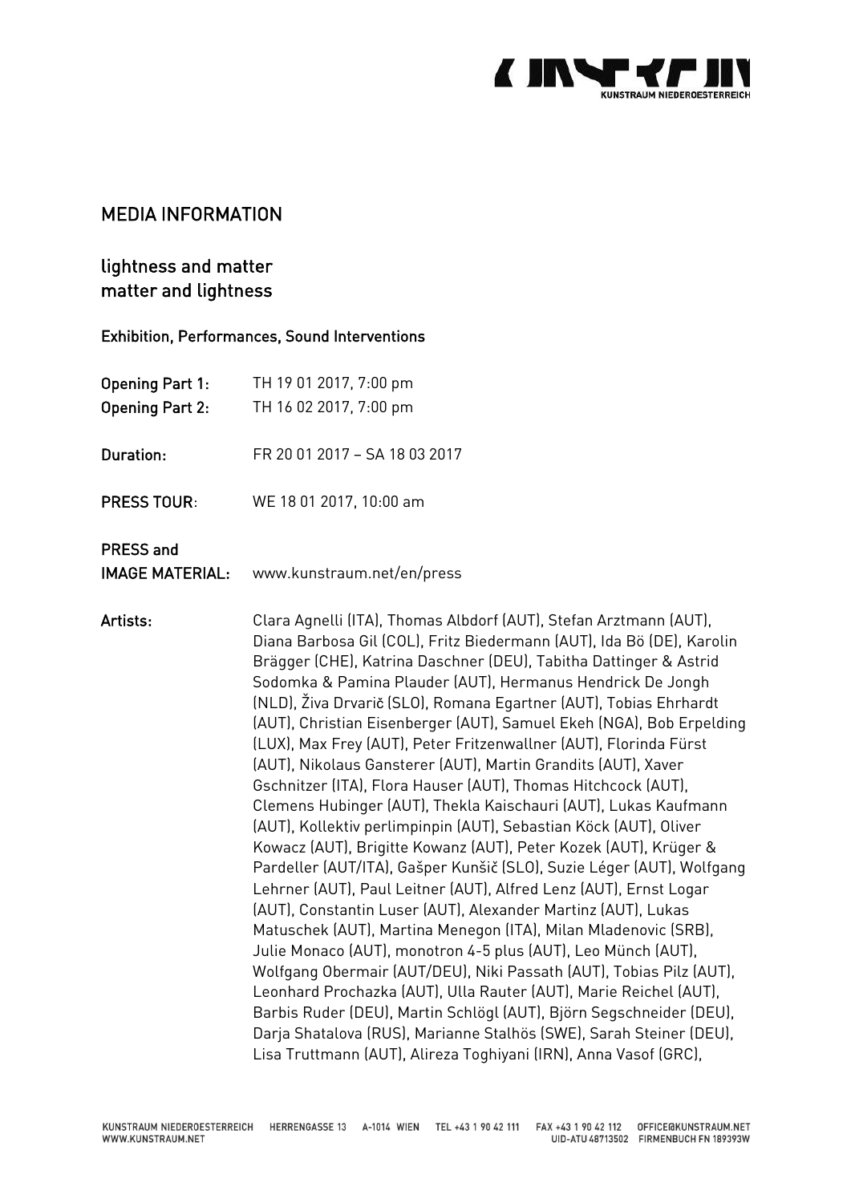## MEDIA INFORMATION

## lightness and matter
## matter and lightness

### Exhibition, Performances, Sound Interventions

**Opening Part 1:** TH 19 01 2017, 7:00 pm
**Opening Part 2:** TH 16 02 2017, 7:00 pm

**Duration:** FR 20 01 2017 – SA 18 03 2017

**PRESS TOUR**: WE 18 01 2017, 10:00 am

**PRESS and IMAGE MATERIAL:** www.kunstraum.net/en/press

**Artists:** Clara Agnelli (ITA), Thomas Albdorf (AUT), Stefan Arztmann (AUT), Diana Barbosa Gil (COL), Fritz Biedermann (AUT), Ida Bö (DE), Karolin Brägger (CHE), Katrina Daschner (DEU), Tabitha Dattinger & Astrid Sodomka & Pamina Plauder (AUT), Hermanus Hendrick De Jongh (NLD), Živa Drvarič (SLO), Romana Egartner (AUT), Tobias Ehrhardt (AUT), Christian Eisenberger (AUT), Samuel Ekeh (NGA), Bob Erpelding (LUX), Max Frey (AUT), Peter Fritzenwallner (AUT), Florinda Fürst (AUT), Nikolaus Gansterer (AUT), Martin Grandits (AUT), Xaver Gschnitzer (ITA), Flora Hauser (AUT), Thomas Hitchcock (AUT), Clemens Hubinger (AUT), Thekla Kaischauri (AUT), Lukas Kaufmann (AUT), Kollektiv perlimpinpin (AUT), Sebastian Köck (AUT), Oliver Kowacz (AUT), Brigitte Kowanz (AUT), Peter Kozek (AUT), Krüger & Pardeller (AUT/ITA), Gašper Kunšič (SLO), Suzie Léger (AUT), Wolfgang Lehrner (AUT), Paul Leitner (AUT), Alfred Lenz (AUT), Ernst Logar (AUT), Constantin Luser (AUT), Alexander Martinz (AUT), Lukas Matuschek (AUT), Martina Menegon (ITA), Milan Mladenovic (SRB), Julie Monaco (AUT), monotron 4-5 plus (AUT), Leo Münch (AUT), Wolfgang Obermair (AUT/DEU), Niki Passath (AUT), Tobias Pilz (AUT), Leonhard Prochazka (AUT), Ulla Rauter (AUT), Marie Reichel (AUT), Barbis Ruder (DEU), Martin Schlögl (AUT), Björn Segschneider (DEU), Darja Shatalova (RUS), Marianne Stalhös (SWE), Sarah Steiner (DEU), Lisa Truttmann (AUT), Alireza Toghiyani (IRN), Anna Vasof (GRC),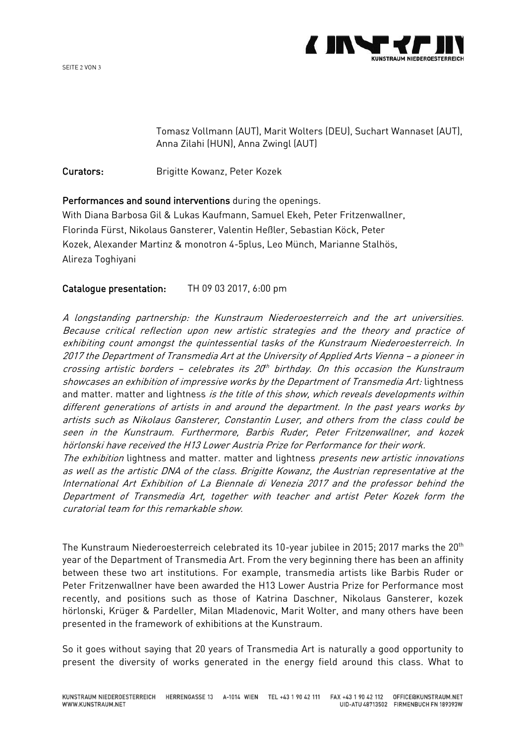Tomasz Vollmann (AUT), Marit Wolters (DEU), Suchart Wannaset (AUT), Anna Zilahi (HUN), Anna Zwingl (AUT)

**Curators:** Brigitte Kowanz, Peter Kozek

**Performances and sound interventions** during the openings.
With Diana Barbosa Gil & Lukas Kaufmann, Samuel Ekeh, Peter Fritzenwallner, Florinda Fürst, Nikolaus Gansterer, Valentin Heßler, Sebastian Köck, Peter Kozek, Alexander Martinz & monotron 4-5plus, Leo Münch, Marianne Stalhös, Alireza Toghiyani

**Catalogue presentation:** TH 09 03 2017, 6:00 pm

*A longstanding partnership: the Kunstraum Niederoesterreich and the art universities. Because critical reflection upon new artistic strategies and the theory and practice of exhibiting count amongst the quintessential tasks of the Kunstraum Niederoesterreich. In 2017 the Department of Transmedia Art at the University of Applied Arts Vienna – a pioneer in crossing artistic borders – celebrates its 20th birthday. On this occasion the Kunstraum showcases an exhibition of impressive works by the Department of Transmedia Art:* lightness and matter. matter and lightness *is the title of this show, which reveals developments within different generations of artists in and around the department. In the past years works by artists such as Nikolaus Gansterer, Constantin Luser, and others from the class could be seen in the Kunstraum. Furthermore, Barbis Ruder, Peter Fritzenwallner, and kozek hörlonski have received the H13 Lower Austria Prize for Performance for their work.*
*The exhibition* lightness and matter. matter and lightness *presents new artistic innovations as well as the artistic DNA of the class. Brigitte Kowanz, the Austrian representative at the International Art Exhibition of La Biennale di Venezia 2017 and the professor behind the Department of Transmedia Art, together with teacher and artist Peter Kozek form the curatorial team for this remarkable show.*

The Kunstraum Niederoesterreich celebrated its 10-year jubilee in 2015; 2017 marks the 20th year of the Department of Transmedia Art. From the very beginning there has been an affinity between these two art institutions. For example, transmedia artists like Barbis Ruder or Peter Fritzenwallner have been awarded the H13 Lower Austria Prize for Performance most recently, and positions such as those of Katrina Daschner, Nikolaus Gansterer, kozek hörlonski, Krüger & Pardeller, Milan Mladenovic, Marit Wolter, and many others have been presented in the framework of exhibitions at the Kunstraum.

So it goes without saying that 20 years of Transmedia Art is naturally a good opportunity to present the diversity of works generated in the energy field around this class. What to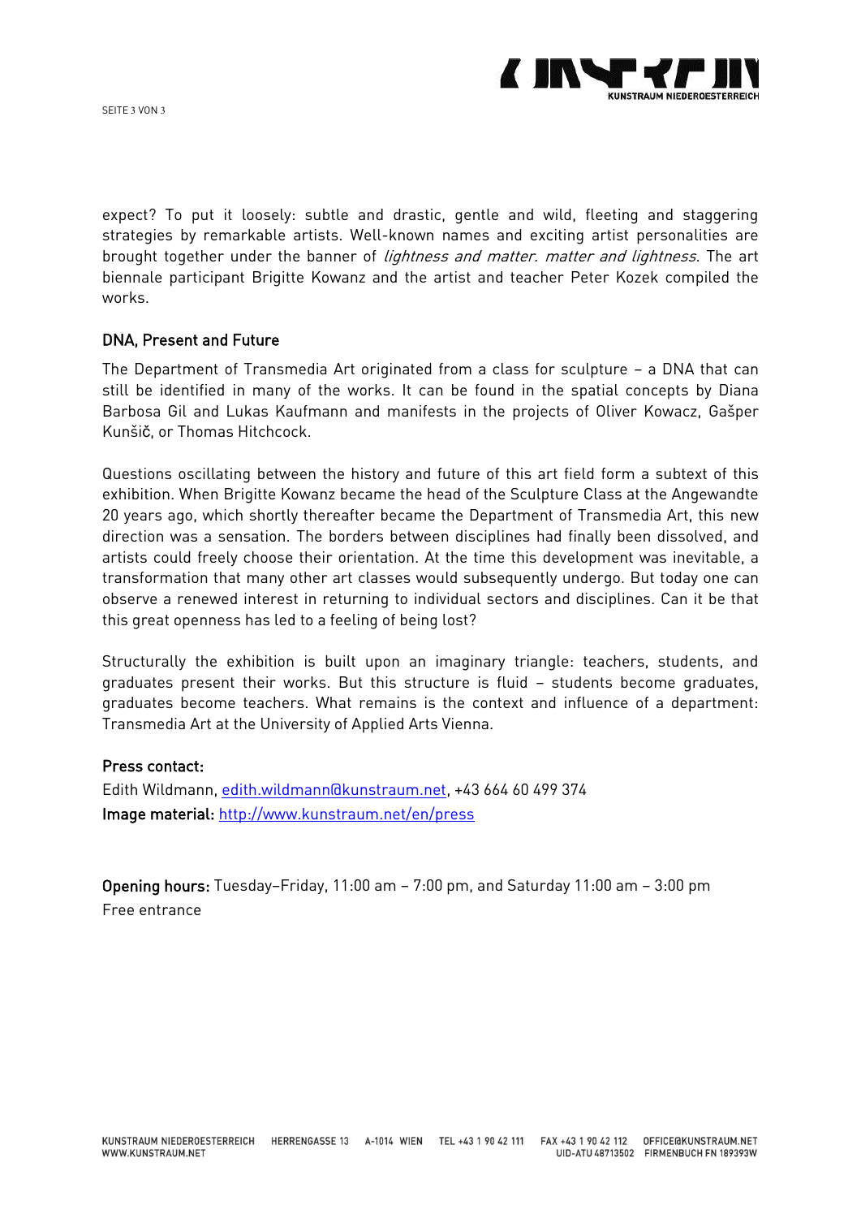expect? To put it loosely: subtle and drastic, gentle and wild, fleeting and staggering strategies by remarkable artists. Well-known names and exciting artist personalities are brought together under the banner of *lightness and matter. matter and lightness*. The art biennale participant Brigitte Kowanz and the artist and teacher Peter Kozek compiled the works.

## DNA, Present and Future

The Department of Transmedia Art originated from a class for sculpture – a DNA that can still be identified in many of the works. It can be found in the spatial concepts by Diana Barbosa Gil and Lukas Kaufmann and manifests in the projects of Oliver Kowacz, Gašper Kunšič, or Thomas Hitchcock.

Questions oscillating between the history and future of this art field form a subtext of this exhibition. When Brigitte Kowanz became the head of the Sculpture Class at the Angewandte 20 years ago, which shortly thereafter became the Department of Transmedia Art, this new direction was a sensation. The borders between disciplines had finally been dissolved, and artists could freely choose their orientation. At the time this development was inevitable, a transformation that many other art classes would subsequently undergo. But today one can observe a renewed interest in returning to individual sectors and disciplines. Can it be that this great openness has led to a feeling of being lost?

Structurally the exhibition is built upon an imaginary triangle: teachers, students, and graduates present their works. But this structure is fluid – students become graduates, graduates become teachers. What remains is the context and influence of a department: Transmedia Art at the University of Applied Arts Vienna.

**Press contact:**
Edith Wildmann, edith.wildmann@kunstraum.net, +43 664 60 499 374
**Image material:** http://www.kunstraum.net/en/press

**Opening hours:** Tuesday–Friday, 11:00 am – 7:00 pm, and Saturday 11:00 am – 3:00 pm
Free entrance